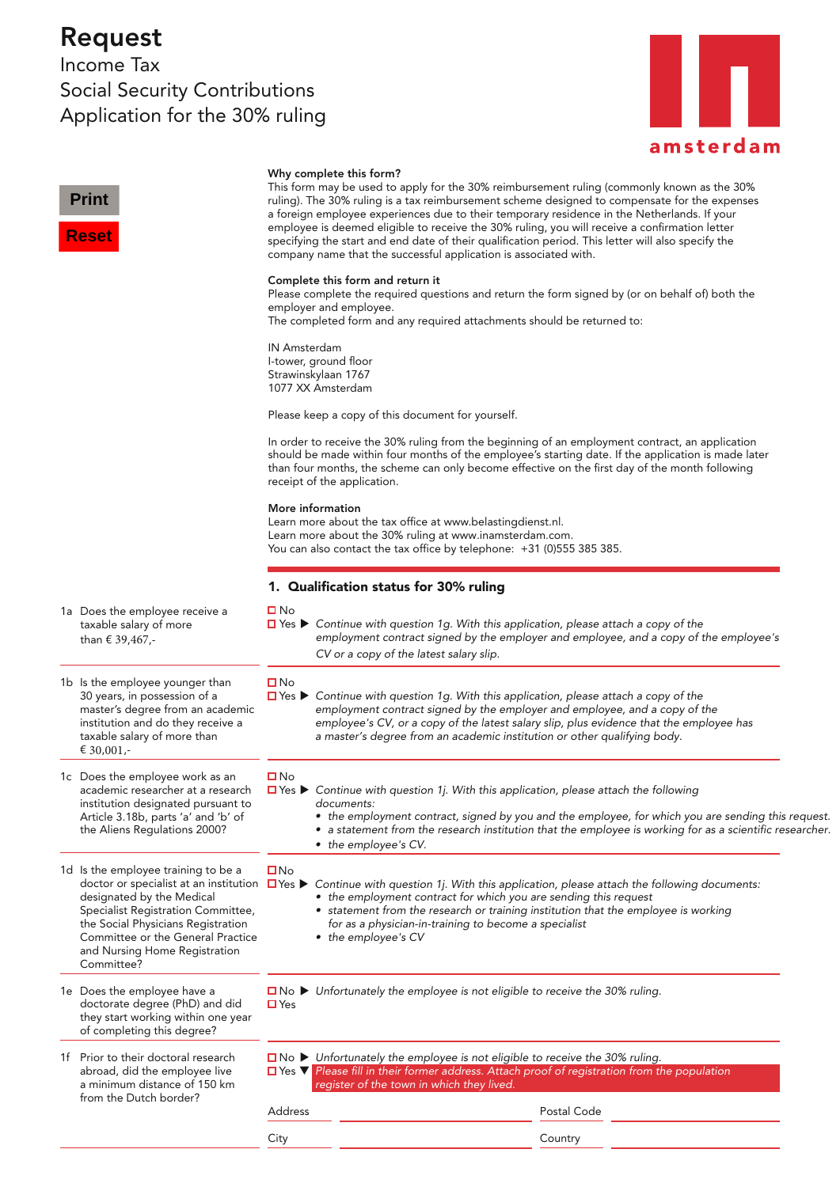# Request

Income Tax
Social Security Contributions
Application for the 30% ruling

amsterdam

Print

Reset

**Why complete this form?**
This form may be used to apply for the 30% reimbursement ruling (commonly known as the 30% ruling). The 30% ruling is a tax reimbursement scheme designed to compensate for the expenses a foreign employee experiences due to their temporary residence in the Netherlands. If your employee is deemed eligible to receive the 30% ruling, you will receive a confirmation letter specifying the start and end date of their qualification period. This letter will also specify the company name that the successful application is associated with.

**Complete this form and return it**
Please complete the required questions and return the form signed by (or on behalf of) both the employer and employee.
The completed form and any required attachments should be returned to:

IN Amsterdam
I-tower, ground floor
Strawinskylaan 1767
1077 XX Amsterdam

Please keep a copy of this document for yourself.

In order to receive the 30% ruling from the beginning of an employment contract, an application should be made within four months of the employee's starting date. If the application is made later than four months, the scheme can only become effective on the first day of the month following receipt of the application.

**More information**
Learn more about the tax office at www.belastingdienst.nl.
Learn more about the 30% ruling at www.inamsterdam.com.
You can also contact the tax office by telephone: +31 (0)555 385 385.

## 1. Qualification status for 30% ruling

**1a** Does the employee receive a taxable salary of more than € 39,467,-

☐ No
☐ Yes ▶ *Continue with question 1g. With this application, please attach a copy of the employment contract signed by the employer and employee, and a copy of the employee's CV or a copy of the latest salary slip.*

**1b** Is the employee younger than 30 years, in possession of a master's degree from an academic institution and do they receive a taxable salary of more than € 30,001,-

☐ No
☐ Yes ▶ *Continue with question 1g. With this application, please attach a copy of the employment contract signed by the employer and employee, and a copy of the employee's CV, or a copy of the latest salary slip, plus evidence that the employee has a master's degree from an academic institution or other qualifying body.*

**1c** Does the employee work as an academic researcher at a research institution designated pursuant to Article 3.18b, parts 'a' and 'b' of the Aliens Regulations 2000?

☐ No
☐ Yes ▶ *Continue with question 1j. With this application, please attach the following documents:*
- *the employment contract, signed by you and the employee, for which you are sending this request.*
- *a statement from the research institution that the employee is working for as a scientific researcher.*
- *the employee's CV.*

**1d** Is the employee training to be a doctor or specialist at an institution designated by the Medical Specialist Registration Committee, the Social Physicians Registration Committee or the General Practice and Nursing Home Registration Committee?

☐ No
☐ Yes ▶ *Continue with question 1j. With this application, please attach the following documents:*
- *the employment contract for which you are sending this request*
- *statement from the research or training institution that the employee is working for as a physician-in-training to become a specialist*
- *the employee's CV*

**1e** Does the employee have a doctorate degree (PhD) and did they start working within one year of completing this degree?

☐ No ▶ *Unfortunately the employee is not eligible to receive the 30% ruling.*
☐ Yes

**1f** Prior to their doctoral research abroad, did the employee live a minimum distance of 150 km from the Dutch border?

☐ No ▶ *Unfortunately the employee is not eligible to receive the 30% ruling.*
☐ Yes ▼ *Please fill in their former address. Attach proof of registration from the population register of the town in which they lived.*

Address ____________________ Postal Code ____________________

City ____________________ Country ____________________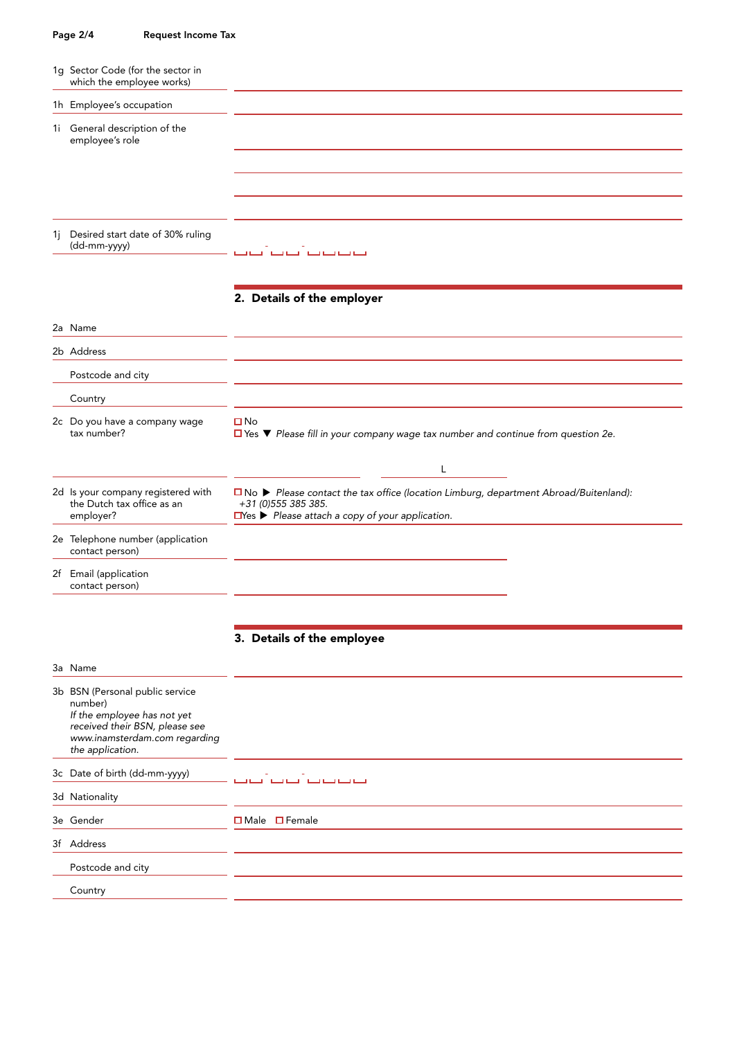1g Sector Code (for the sector in which the employee works)

1h Employee's occupation

1i General description of the employee's role

1j Desired start date of 30% ruling (dd-mm-yyyy)

## 2. Details of the employer

2a Name

2b Address

Postcode and city

Country

2c Do you have a company wage tax number?

☐ No
☐ Yes ▼ *Please fill in your company wage tax number and continue from question 2e.*

L

2d Is your company registered with the Dutch tax office as an employer?

☐ No ▶ *Please contact the tax office (location Limburg, department Abroad/Buitenland): +31 (0)555 385 385.*
☐ Yes ▶ *Please attach a copy of your application.*

2e Telephone number (application contact person)

2f Email (application contact person)

## 3. Details of the employee

3a Name

3b BSN (Personal public service number)
*If the employee has not yet received their BSN, please see www.inamsterdam.com regarding the application.*

3c Date of birth (dd-mm-yyyy)

3d Nationality

3e Gender

☐ Male ☐ Female

3f Address

Postcode and city

Country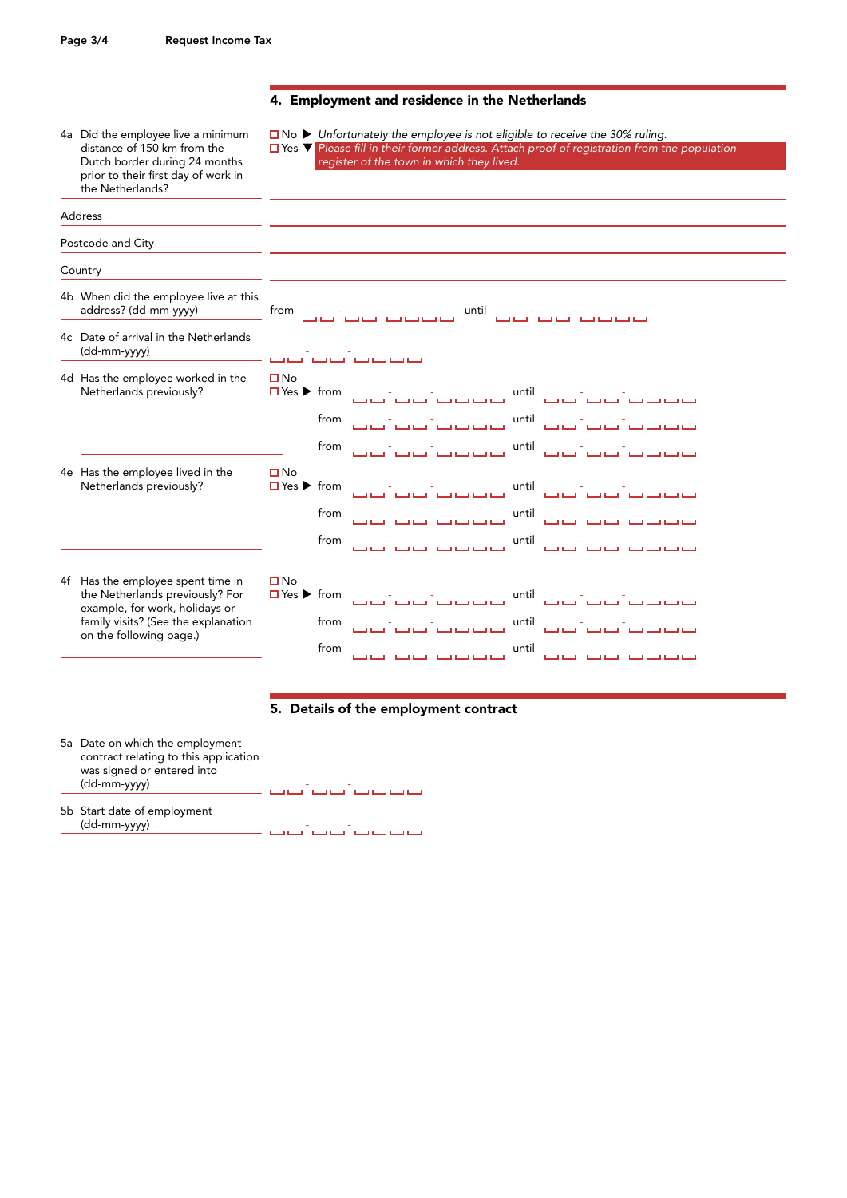## 4. Employment and residence in the Netherlands

**4a** Did the employee live a minimum distance of 150 km from the Dutch border during 24 months prior to their first day of work in the Netherlands?

☐ No ▶ *Unfortunately the employee is not eligible to receive the 30% ruling.*
☐ Yes ▼ *Please fill in their former address. Attach proof of registration from the population register of the town in which they lived.*

Address

Postcode and City

Country

**4b** When did the employee live at this address? (dd-mm-yyyy)

from __ __ - __ __ - __ __ __ __ until __ __ - __ __ - __ __ __ __

**4c** Date of arrival in the Netherlands (dd-mm-yyyy)

__ __ - __ __ - __ __ __ __

**4d** Has the employee worked in the Netherlands previously?

☐ No
☐ Yes ▶ from __ __ - __ __ - __ __ __ __ until __ __ - __ __ - __ __ __ __
from __ __ - __ __ - __ __ __ __ until __ __ - __ __ - __ __ __ __
from __ __ - __ __ - __ __ __ __ until __ __ - __ __ - __ __ __ __

**4e** Has the employee lived in the Netherlands previously?

☐ No
☐ Yes ▶ from __ __ - __ __ - __ __ __ __ until __ __ - __ __ - __ __ __ __
from __ __ - __ __ - __ __ __ __ until __ __ - __ __ - __ __ __ __
from __ __ - __ __ - __ __ __ __ until __ __ - __ __ - __ __ __ __

**4f** Has the employee spent time in the Netherlands previously? For example, for work, holidays or family visits? (See the explanation on the following page.)

☐ No
☐ Yes ▶ from __ __ - __ __ - __ __ __ __ until __ __ - __ __ - __ __ __ __
from __ __ - __ __ - __ __ __ __ until __ __ - __ __ - __ __ __ __
from __ __ - __ __ - __ __ __ __ until __ __ - __ __ - __ __ __ __

## 5. Details of the employment contract

**5a** Date on which the employment contract relating to this application was signed or entered into (dd-mm-yyyy)

__ __ - __ __ - __ __ __ __

**5b** Start date of employment (dd-mm-yyyy)

__ __ - __ __ - __ __ __ __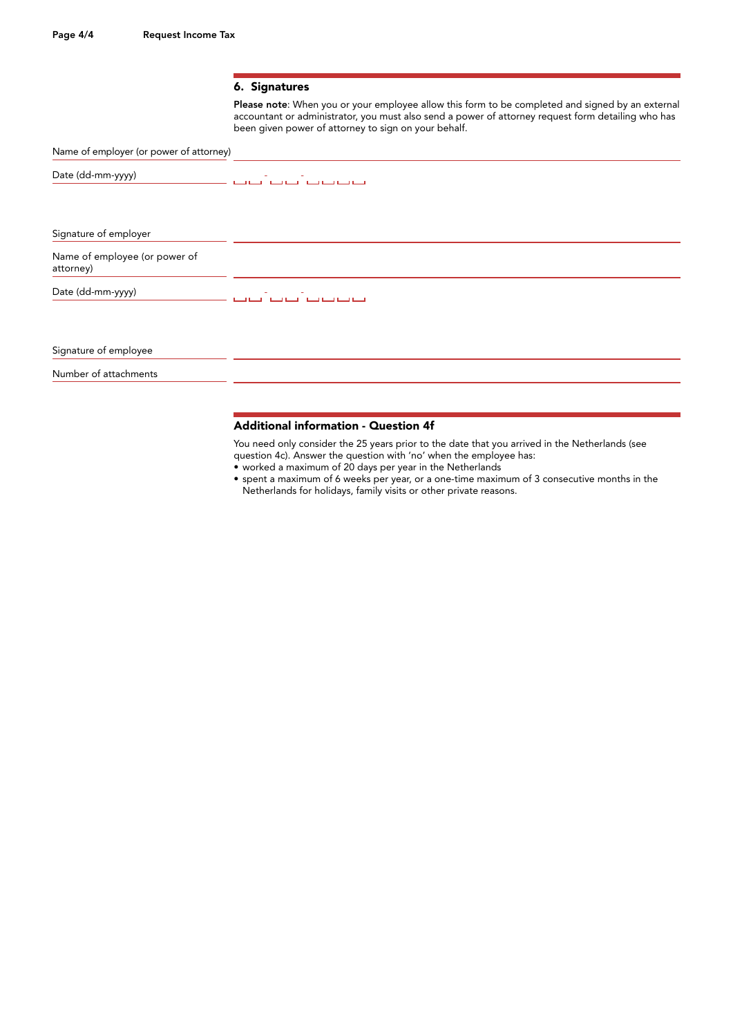## 6. Signatures

**Please note**: When you or your employee allow this form to be completed and signed by an external accountant or administrator, you must also send a power of attorney request form detailing who has been given power of attorney to sign on your behalf.

| | |
|---|---|
| Name of employer (or power of attorney) | |
| Date (dd-mm-yyyy) | __ __ - __ __ - __ __ __ __ |
| Signature of employer | |
| Name of employee (or power of attorney) | |
| Date (dd-mm-yyyy) | __ __ - __ __ - __ __ __ __ |
| Signature of employee | |
| Number of attachments | |

## Additional information - Question 4f

You need only consider the 25 years prior to the date that you arrived in the Netherlands (see question 4c). Answer the question with 'no' when the employee has:

- worked a maximum of 20 days per year in the Netherlands
- spent a maximum of 6 weeks per year, or a one-time maximum of 3 consecutive months in the Netherlands for holidays, family visits or other private reasons.